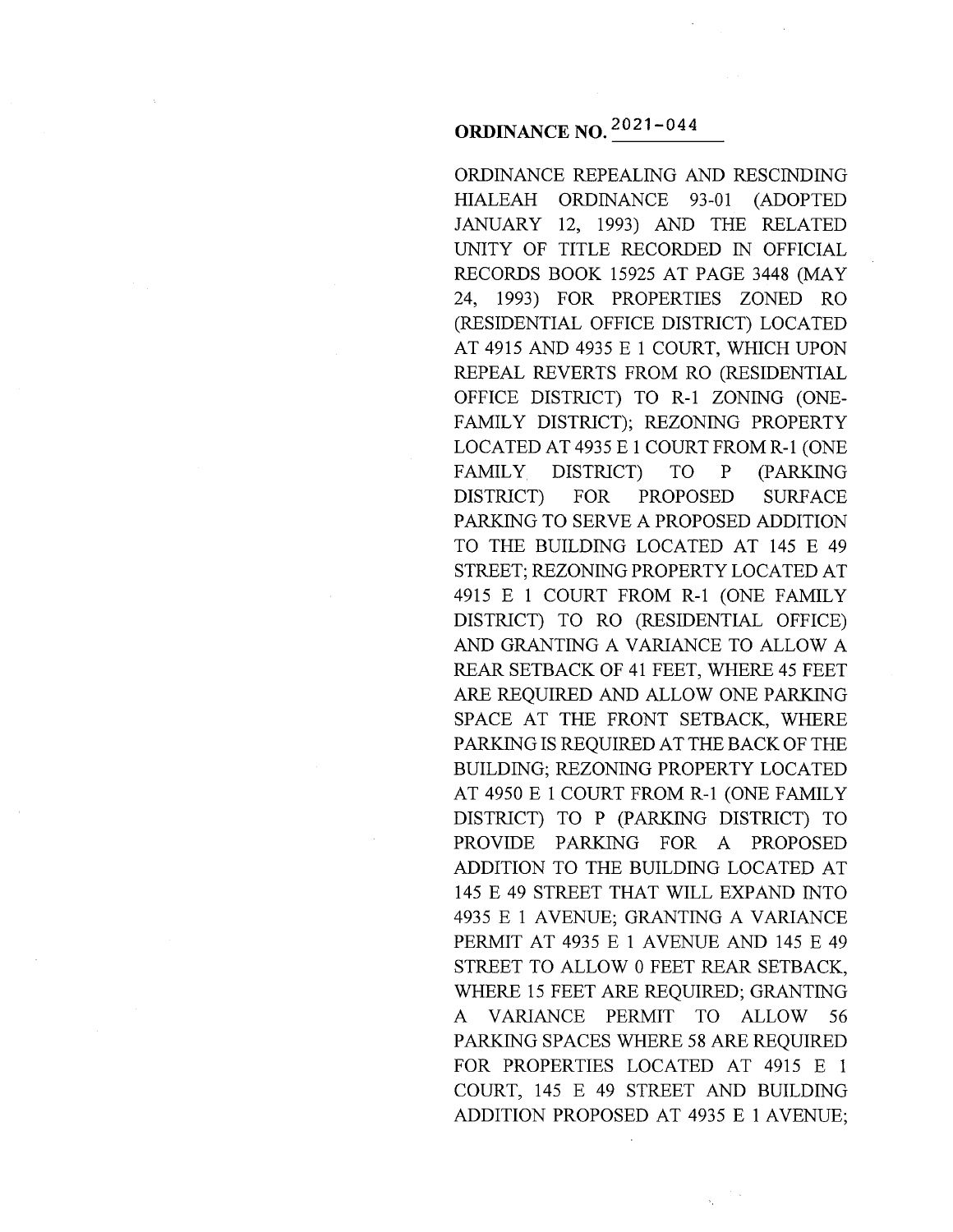**ORDINANCE NO. 2021-044**

ORDINANCE REPEALING AND RESCINDING HIALEAH ORDINANCE 93-01 (ADOPTED JANUARY 12, 1993) AND THE RELATED UNITY OF TITLE RECORDED IN OFFICIAL RECORDS BOOK 15925 AT PAGE 3448 (MAY 24, 1993) FOR PROPERTIES ZONED RO (RESIDENTIAL OFFICE DISTRICT) LOCATED AT 4915 AND 4935 E 1 COURT, WHICH UPON REPEAL REVERTS FROM RO (RESIDENTIAL OFFICE DISTRICT) TO R-1 ZONING (ONE-FAMILY DISTRICT); REZONING PROPERTY LOCATED AT 4935 E 1 COURT FROM R-1 (ONE FAMILY DISTRICT) TO P (PARKING DISTRICT) FOR PROPOSED SURFACE PARKING TO SERVE A PROPOSED ADDITION TO THE BUILDING LOCATED AT 145 E 49 STREET; REZONING PROPERTY LOCATED AT 4915 E 1 COURT FROM R-1 (ONE FAMILY DISTRICT) TO RO (RESIDENTIAL OFFICE) AND GRANTING A VARIANCE TO ALLOW A REAR SETBACK OF 41 FEET, WHERE 45 FEET ARE REQUIRED AND ALLOW ONE PARKING SPACE AT THE FRONT SETBACK, WHERE PARKING IS REQUIRED AT THE BACK OF THE BUILDING; REZONING PROPERTY LOCATED AT 4950 E 1 COURT FROM R-1 (ONE FAMILY DISTRICT) TO P (PARKING DISTRICT) TO PROVIDE PARKING FOR A PROPOSED ADDITION TO THE BUILDING LOCATED AT 145 E 49 STREET THAT WILL EXPAND INTO 4935 E 1 AVENUE; GRANTING A VARIANCE PERMIT AT 4935 E 1 AVENUE AND 145 E 49 STREET TO ALLOW 0 FEET REAR SETBACK, WHERE 15 FEET ARE REQUIRED; GRANTING A VARIANCE PERMIT TO ALLOW 56 PARKING SPACES WHERE 58 ARE REQUIRED FOR PROPERTIES LOCATED AT 4915 E 1 COURT, 145 E 49 STREET AND BUILDING ADDITION PROPOSED AT 4935 E 1 AVENUE;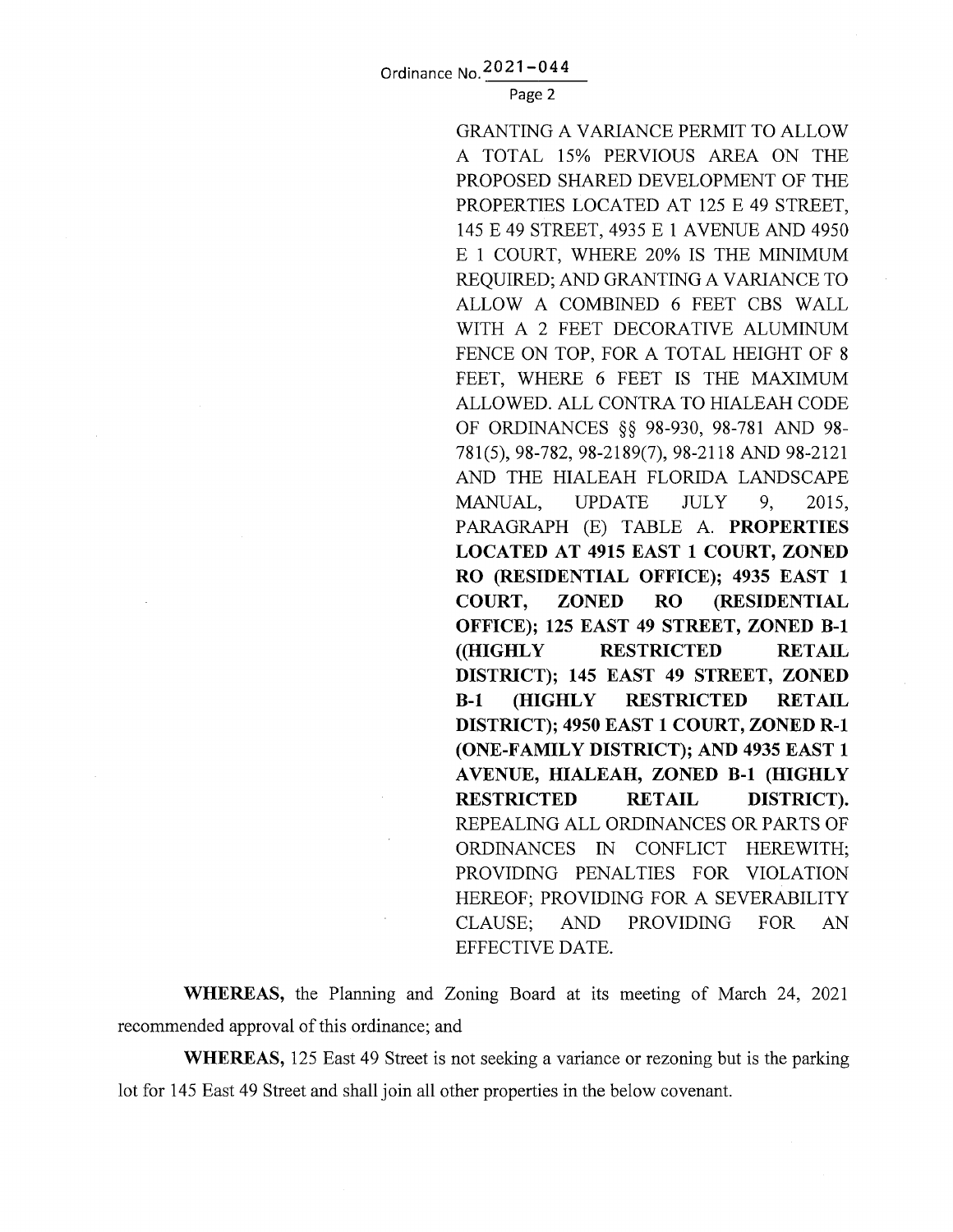GRANTING A VARIANCE PERMIT TO ALLOW A TOTAL 15% PERVIOUS AREA ON THE PROPOSED SHARED DEVELOPMENT OF THE PROPERTIES LOCATED AT 125 E 49 STREET, 145 E 49 STREET, 4935 E 1 AVENUE AND 4950 E 1 COURT, WHERE 20% IS THE MINIMUM REQUIRED; AND GRANTING A VARIANCE TO ALLOW A COMBINED 6 FEET CBS WALL WITH A 2 FEET DECORATIVE ALUMINUM FENCE ON TOP, FOR A TOTAL HEIGHT OF 8 FEET, WHERE 6 FEET IS THE MAXIMUM ALLOWED. ALL CONTRA TO HIALEAH CODE OF ORDINANCES §§ 98-930, 98-781 AND 98-781(5), 98-782, 98-2189(7), 98-2118 AND 98-2121 AND THE HIALEAH FLORIDA LANDSCAPE MANUAL, UPDATE JULY 9, 2015, PARAGRAPH (E) TABLE A. **PROPERTIES LOCATED AT 4915 EAST 1 COURT, ZONED RO (RESIDENTIAL OFFICE); 4935 EAST 1 COURT, ZONED RO (RESIDENTIAL OFFICE); 125 EAST 49 STREET, ZONED B-1 ((HIGHLY RESTRICTED RETAIL DISTRICT); 145 EAST 49 STREET, ZONED B-1 (HIGHLY RESTRICTED RETAIL DISTRICT); 4950 EAST 1 COURT, ZONED R-1 (ONE-FAMILY DISTRICT); AND 4935 EAST 1 AVENUE, HIALEAH, ZONED B-1 (HIGHLY RESTRICTED RETAIL DISTRICT).** REPEALING ALL ORDINANCES OR PARTS OF ORDINANCES IN CONFLICT HEREWITH; PROVIDING PENALTIES FOR VIOLATION HEREOF; PROVIDING FOR A SEVERABILITY CLAUSE; AND PROVIDING FOR AN EFFECTIVE DATE.

**WHEREAS,** the Planning and Zoning Board at its meeting of March 24, 2021 recommended approval of this ordinance; and

**WHEREAS,** 125 East 49 Street is not seeking a variance or rezoning but is the parking lot for 145 East 49 Street and shall join all other properties in the below covenant.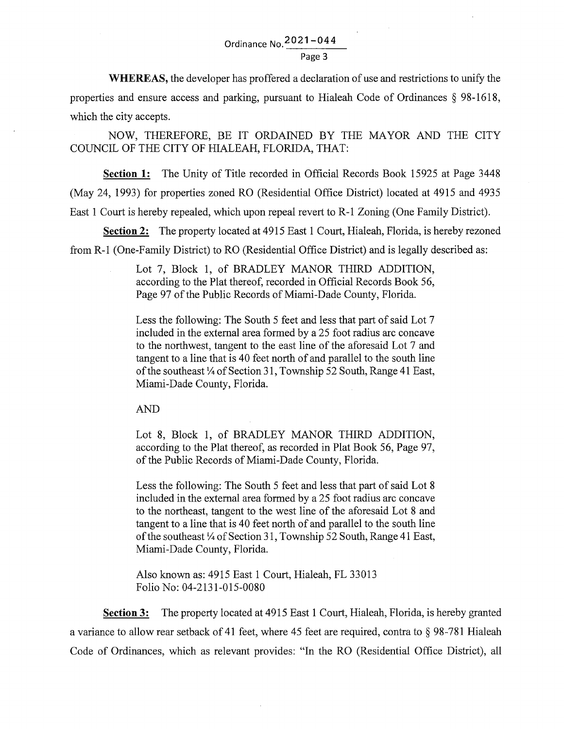**WHEREAS,** the developer has proffered a declaration of use and restrictions to unify the properties and ensure access and parking, pursuant to Hialeah Code of Ordinances § 98-1618, which the city accepts.

NOW, THEREFORE, BE IT ORDAINED BY THE MAYOR AND THE CITY COUNCIL OF THE CITY OF HIALEAH, FLORIDA, THAT:

**Section 1:** The Unity of Title recorded in Official Records Book 15925 at Page 3448 (May 24, 1993) for properties zoned RO (Residential Office District) located at 4915 and 4935 East 1 Court is hereby repealed, which upon repeal revert to R-1 Zoning (One Family District).

**Section 2:** The property located at 4915 East 1 Court, Hialeah, Florida, is hereby rezoned from R-1 (One-Family District) to RO (Residential Office District) and is legally described as:

> Lot 7, Block 1, of BRADLEY MANOR THIRD ADDITION, according to the Plat thereof, recorded in Official Records Book 56, Page 97 of the Public Records of Miami-Dade County, Florida.
>
> Less the following: The South 5 feet and less that part of said Lot 7 included in the external area formed by a 25 foot radius arc concave to the northwest, tangent to the east line of the aforesaid Lot 7 and tangent to a line that is 40 feet north of and parallel to the south line of the southeast ¼ of Section 31, Township 52 South, Range 41 East, Miami-Dade County, Florida.
>
> AND
>
> Lot 8, Block 1, of BRADLEY MANOR THIRD ADDITION, according to the Plat thereof, as recorded in Plat Book 56, Page 97, of the Public Records of Miami-Dade County, Florida.
>
> Less the following: The South 5 feet and less that part of said Lot 8 included in the external area formed by a 25 foot radius arc concave to the northeast, tangent to the west line of the aforesaid Lot 8 and tangent to a line that is 40 feet north of and parallel to the south line of the southeast ¼ of Section 31, Township 52 South, Range 41 East, Miami-Dade County, Florida.
>
> Also known as: 4915 East 1 Court, Hialeah, FL 33013
> Folio No: 04-2131-015-0080

**Section 3:** The property located at 4915 East 1 Court, Hialeah, Florida, is hereby granted a variance to allow rear setback of 41 feet, where 45 feet are required, contra to § 98-781 Hialeah Code of Ordinances, which as relevant provides: "In the RO (Residential Office District), all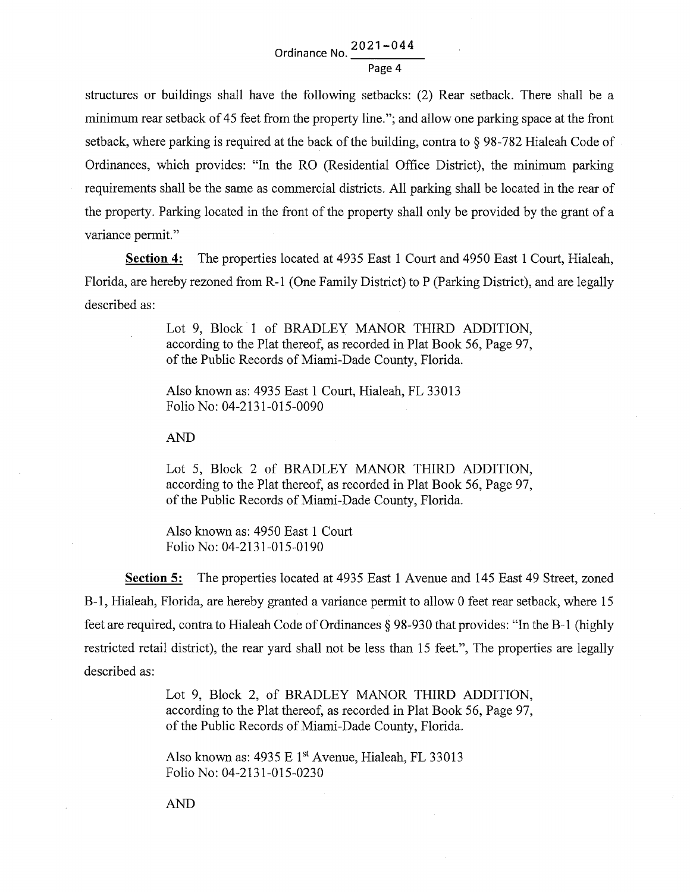structures or buildings shall have the following setbacks: (2) Rear setback. There shall be a minimum rear setback of 45 feet from the property line."; and allow one parking space at the front setback, where parking is required at the back of the building, contra to § 98-782 Hialeah Code of Ordinances, which provides: "In the RO (Residential Office District), the minimum parking requirements shall be the same as commercial districts. All parking shall be located in the rear of the property. Parking located in the front of the property shall only be provided by the grant of a variance permit."

**Section 4:** The properties located at 4935 East 1 Court and 4950 East 1 Court, Hialeah, Florida, are hereby rezoned from R-1 (One Family District) to P (Parking District), and are legally described as:

> Lot 9, Block 1 of BRADLEY MANOR THIRD ADDITION, according to the Plat thereof, as recorded in Plat Book 56, Page 97, of the Public Records of Miami-Dade County, Florida.
>
> Also known as: 4935 East 1 Court, Hialeah, FL 33013
> Folio No: 04-2131-015-0090
>
> AND
>
> Lot 5, Block 2 of BRADLEY MANOR THIRD ADDITION, according to the Plat thereof, as recorded in Plat Book 56, Page 97, of the Public Records of Miami-Dade County, Florida.
>
> Also known as: 4950 East 1 Court
> Folio No: 04-2131-015-0190

**Section 5:** The properties located at 4935 East 1 Avenue and 145 East 49 Street, zoned B-1, Hialeah, Florida, are hereby granted a variance permit to allow 0 feet rear setback, where 15 feet are required, contra to Hialeah Code of Ordinances § 98-930 that provides: "In the B-1 (highly restricted retail district), the rear yard shall not be less than 15 feet.", The properties are legally described as:

> Lot 9, Block 2, of BRADLEY MANOR THIRD ADDITION, according to the Plat thereof, as recorded in Plat Book 56, Page 97, of the Public Records of Miami-Dade County, Florida.
>
> Also known as: 4935 E 1st Avenue, Hialeah, FL 33013
> Folio No: 04-2131-015-0230
>
> AND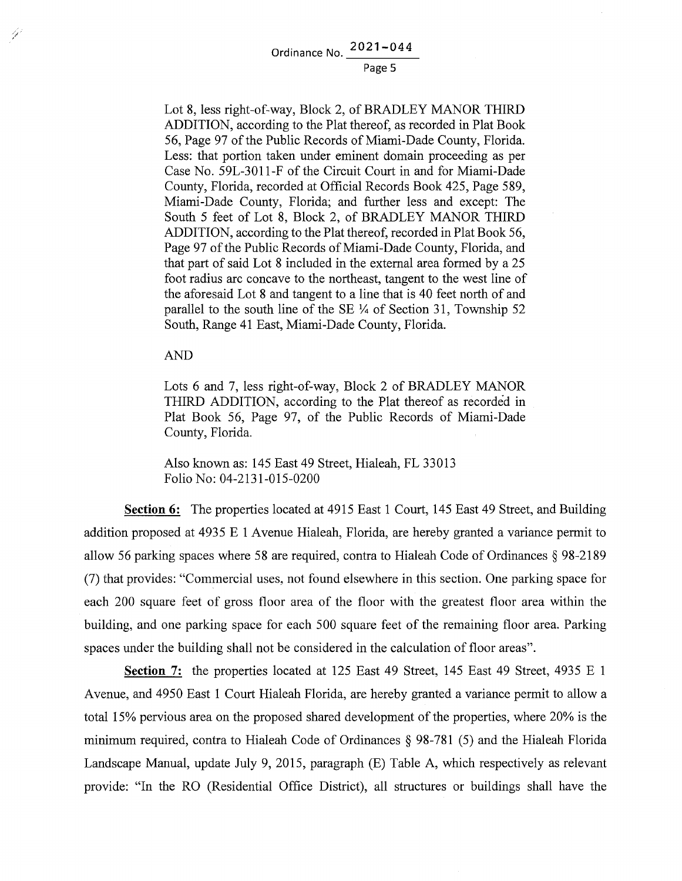Lot 8, less right-of-way, Block 2, of BRADLEY MANOR THIRD ADDITION, according to the Plat thereof, as recorded in Plat Book 56, Page 97 of the Public Records of Miami-Dade County, Florida. Less: that portion taken under eminent domain proceeding as per Case No. 59L-3011-F of the Circuit Court in and for Miami-Dade County, Florida, recorded at Official Records Book 425, Page 589, Miami-Dade County, Florida; and further less and except: The South 5 feet of Lot 8, Block 2, of BRADLEY MANOR THIRD ADDITION, according to the Plat thereof, recorded in Plat Book 56, Page 97 of the Public Records of Miami-Dade County, Florida, and that part of said Lot 8 included in the external area formed by a 25 foot radius arc concave to the northeast, tangent to the west line of the aforesaid Lot 8 and tangent to a line that is 40 feet north of and parallel to the south line of the SE ¼ of Section 31, Township 52 South, Range 41 East, Miami-Dade County, Florida.

AND

Lots 6 and 7, less right-of-way, Block 2 of BRADLEY MANOR THIRD ADDITION, according to the Plat thereof as recorded in Plat Book 56, Page 97, of the Public Records of Miami-Dade County, Florida.

Also known as: 145 East 49 Street, Hialeah, FL 33013
Folio No: 04-2131-015-0200

**Section 6:** The properties located at 4915 East 1 Court, 145 East 49 Street, and Building addition proposed at 4935 E 1 Avenue Hialeah, Florida, are hereby granted a variance permit to allow 56 parking spaces where 58 are required, contra to Hialeah Code of Ordinances § 98-2189 (7) that provides: "Commercial uses, not found elsewhere in this section. One parking space for each 200 square feet of gross floor area of the floor with the greatest floor area within the building, and one parking space for each 500 square feet of the remaining floor area. Parking spaces under the building shall not be considered in the calculation of floor areas".

**Section 7:** the properties located at 125 East 49 Street, 145 East 49 Street, 4935 E 1 Avenue, and 4950 East 1 Court Hialeah Florida, are hereby granted a variance permit to allow a total 15% pervious area on the proposed shared development of the properties, where 20% is the minimum required, contra to Hialeah Code of Ordinances § 98-781 (5) and the Hialeah Florida Landscape Manual, update July 9, 2015, paragraph (E) Table A, which respectively as relevant provide: "In the RO (Residential Office District), all structures or buildings shall have the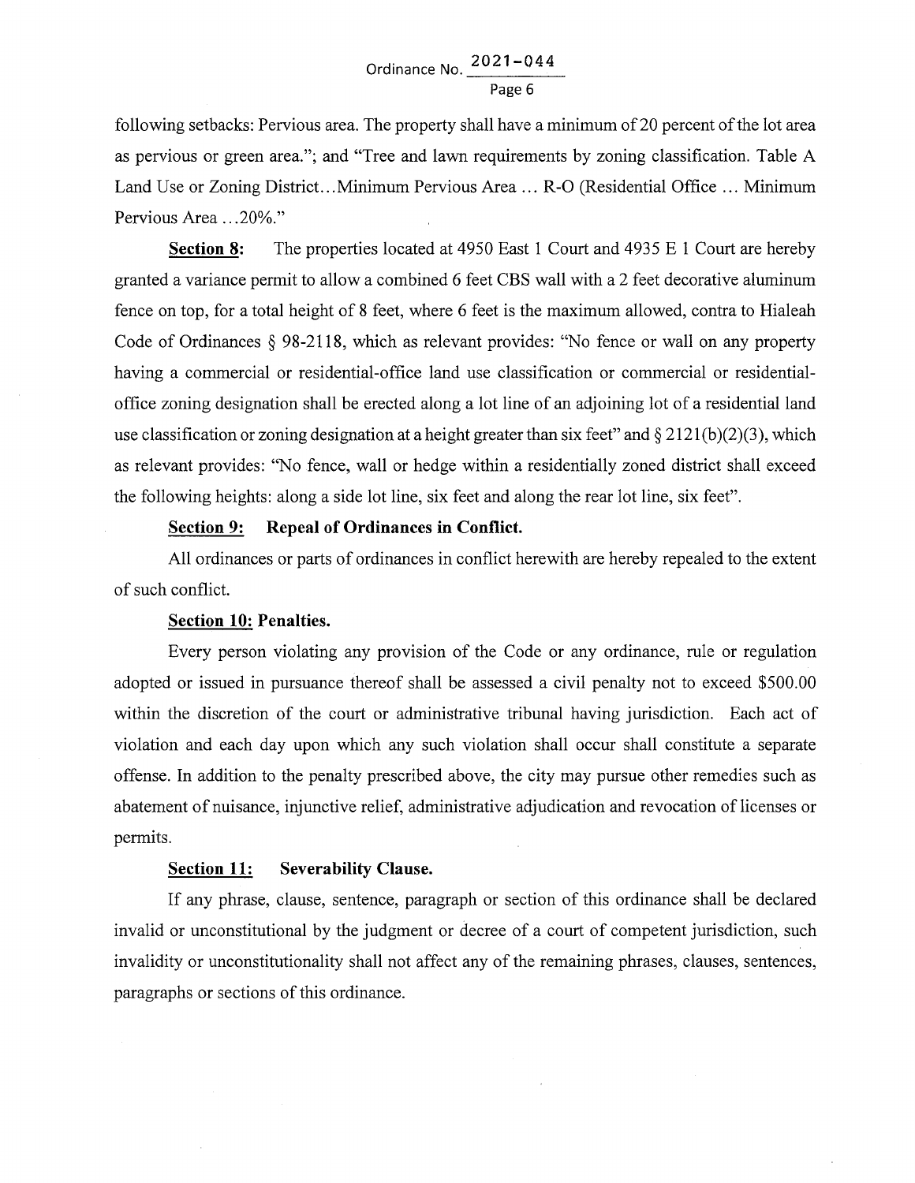following setbacks: Pervious area. The property shall have a minimum of 20 percent of the lot area as pervious or green area."; and "Tree and lawn requirements by zoning classification. Table A Land Use or Zoning District…Minimum Pervious Area … R-O (Residential Office … Minimum Pervious Area …20%."

**Section 8:** The properties located at 4950 East 1 Court and 4935 E 1 Court are hereby granted a variance permit to allow a combined 6 feet CBS wall with a 2 feet decorative aluminum fence on top, for a total height of 8 feet, where 6 feet is the maximum allowed, contra to Hialeah Code of Ordinances § 98-2118, which as relevant provides: "No fence or wall on any property having a commercial or residential-office land use classification or commercial or residential-office zoning designation shall be erected along a lot line of an adjoining lot of a residential land use classification or zoning designation at a height greater than six feet" and § 2121(b)(2)(3), which as relevant provides: "No fence, wall or hedge within a residentially zoned district shall exceed the following heights: along a side lot line, six feet and along the rear lot line, six feet".

**Section 9: Repeal of Ordinances in Conflict.**

All ordinances or parts of ordinances in conflict herewith are hereby repealed to the extent of such conflict.

**Section 10: Penalties.**

Every person violating any provision of the Code or any ordinance, rule or regulation adopted or issued in pursuance thereof shall be assessed a civil penalty not to exceed $500.00 within the discretion of the court or administrative tribunal having jurisdiction. Each act of violation and each day upon which any such violation shall occur shall constitute a separate offense. In addition to the penalty prescribed above, the city may pursue other remedies such as abatement of nuisance, injunctive relief, administrative adjudication and revocation of licenses or permits.

**Section 11: Severability Clause.**

If any phrase, clause, sentence, paragraph or section of this ordinance shall be declared invalid or unconstitutional by the judgment or decree of a court of competent jurisdiction, such invalidity or unconstitutionality shall not affect any of the remaining phrases, clauses, sentences, paragraphs or sections of this ordinance.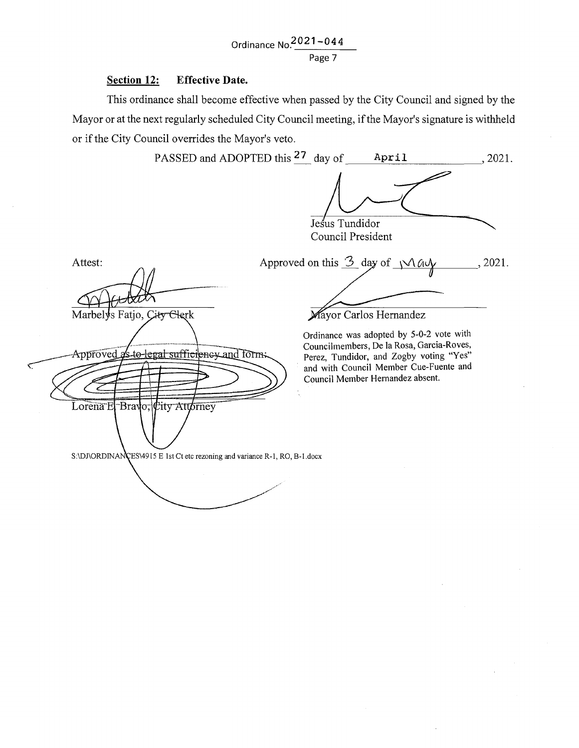Ordinance No. 2021-044

**Section 12: Effective Date.**

This ordinance shall become effective when passed by the City Council and signed by the Mayor or at the next regularly scheduled City Council meeting, if the Mayor's signature is withheld or if the City Council overrides the Mayor's veto.

PASSED and ADOPTED this 27 day of April, 2021.

Jesús Tundidor
Council President

Attest:

Marbelys Fatjo, City Clerk

Approved on this 3 day of May, 2021.

Mayor Carlos Hernandez

Approved as to legal sufficiency and form:

Lorena E. Bravo, City Attorney

Ordinance was adopted by 5-0-2 vote with Councilmembers, De la Rosa, Garcia-Roves, Perez, Tundidor, and Zogby voting "Yes" and with Council Member Cue-Fuente and Council Member Hernandez absent.

S:\DJ\ORDINANCES\4915 E 1st Ct etc rezoning and variance R-1, RO, B-1.docx